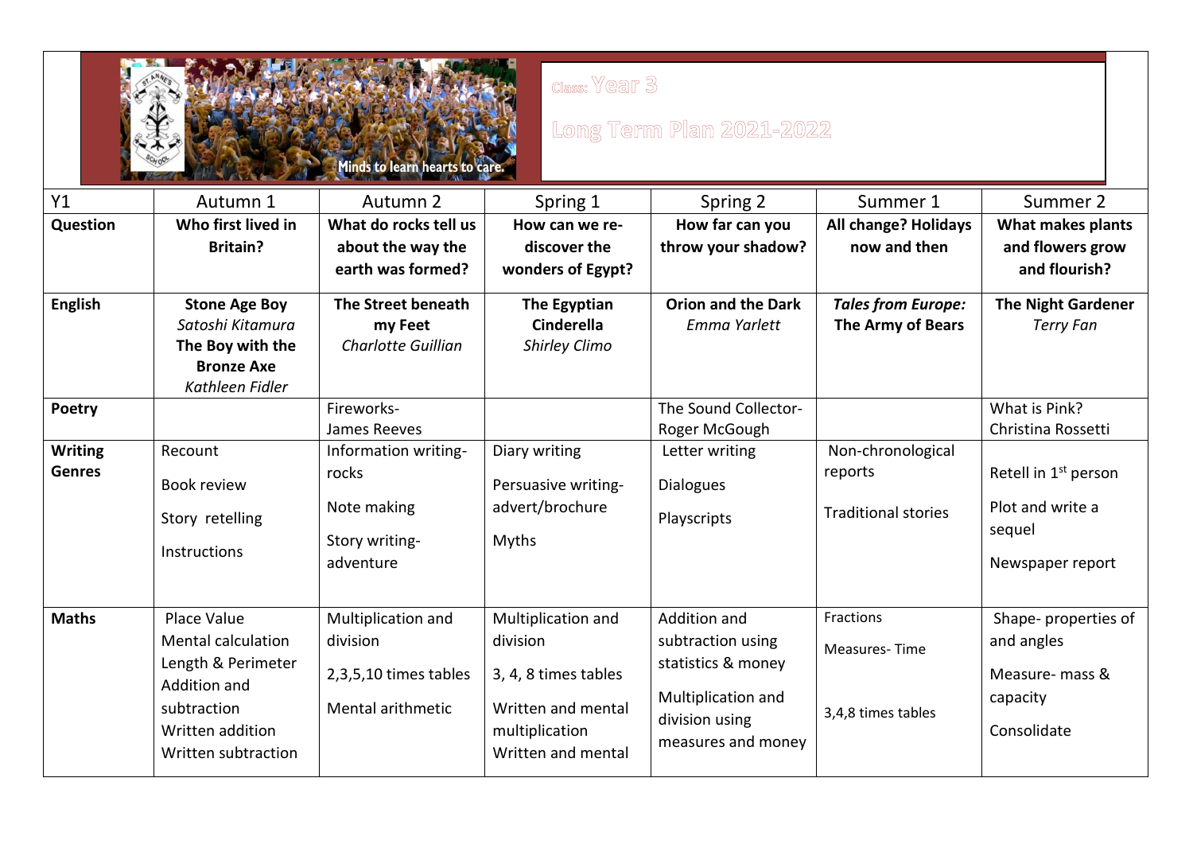Minds to learn hearts to care.

Class: Year 3

Long Term Plan 2021-2022

| Y1 | Autumn 1 | Autumn 2 | Spring 1 | Spring 2 | Summer 1 | Summer 2 |
|---|---|---|---|---|---|---|
| **Question** | **Who first lived in Britain?** | **What do rocks tell us about the way the earth was formed?** | **How can we re-discover the wonders of Egypt?** | **How far can you throw your shadow?** | **All change? Holidays now and then** | **What makes plants and flowers grow and flourish?** |
| **English** | **Stone Age Boy** *Satoshi Kitamura* **The Boy with the Bronze Axe** *Kathleen Fidler* | **The Street beneath my Feet** *Charlotte Guillian* | **The Egyptian Cinderella** *Shirley Climo* | **Orion and the Dark** *Emma Yarlett* | ***Tales from Europe:*** **The Army of Bears** | **The Night Gardener** *Terry Fan* |
| **Poetry** | | Fireworks- James Reeves | | The Sound Collector- Roger McGough | | What is Pink? Christina Rossetti |
| **Writing Genres** | Recount<br>Book review<br>Story retelling<br>Instructions | Information writing- rocks<br>Note making<br>Story writing- adventure | Diary writing<br>Persuasive writing- advert/brochure<br>Myths | Letter writing<br>Dialogues<br>Playscripts | Non-chronological reports<br>Traditional stories | Retell in 1st person<br>Plot and write a sequel<br>Newspaper report |
| **Maths** | Place Value<br>Mental calculation<br>Length & Perimeter<br>Addition and subtraction<br>Written addition<br>Written subtraction | Multiplication and division<br>2,3,5,10 times tables<br>Mental arithmetic | Multiplication and division<br>3, 4, 8 times tables<br>Written and mental multiplication<br>Written and mental | Addition and subtraction using statistics & money<br>Multiplication and division using measures and money | Fractions<br>Measures- Time<br>3,4,8 times tables | Shape- properties of and angles<br>Measure- mass & capacity<br>Consolidate |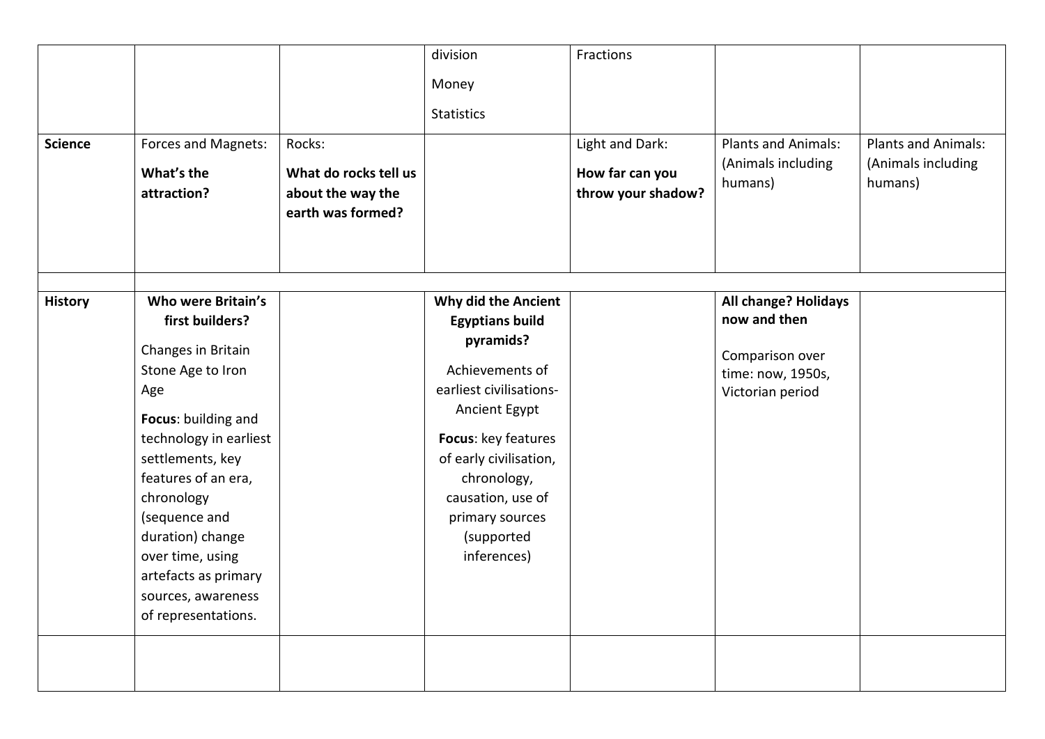| | | | | | | |
|---|---|---|---|---|---|---|
| | | | division<br><br>Money<br><br>Statistics | Fractions | | |
| **Science** | Forces and Magnets:<br><br>**What's the attraction?** | Rocks:<br><br>**What do rocks tell us about the way the earth was formed?** | | Light and Dark:<br><br>**How far can you throw your shadow?** | Plants and Animals: (Animals including humans) | Plants and Animals: (Animals including humans) |
| | | | | | | |
| **History** | **Who were Britain's first builders?**<br><br>Changes in Britain Stone Age to Iron Age<br><br>**Focus**: building and technology in earliest settlements, key features of an era, chronology (sequence and duration) change over time, using artefacts as primary sources, awareness of representations. | | **Why did the Ancient Egyptians build pyramids?**<br><br>Achievements of earliest civilisations-Ancient Egypt<br><br>**Focus**: key features of early civilisation, chronology, causation, use of primary sources (supported inferences) | | **All change? Holidays now and then**<br><br>Comparison over time: now, 1950s, Victorian period | |
| | | | | | | |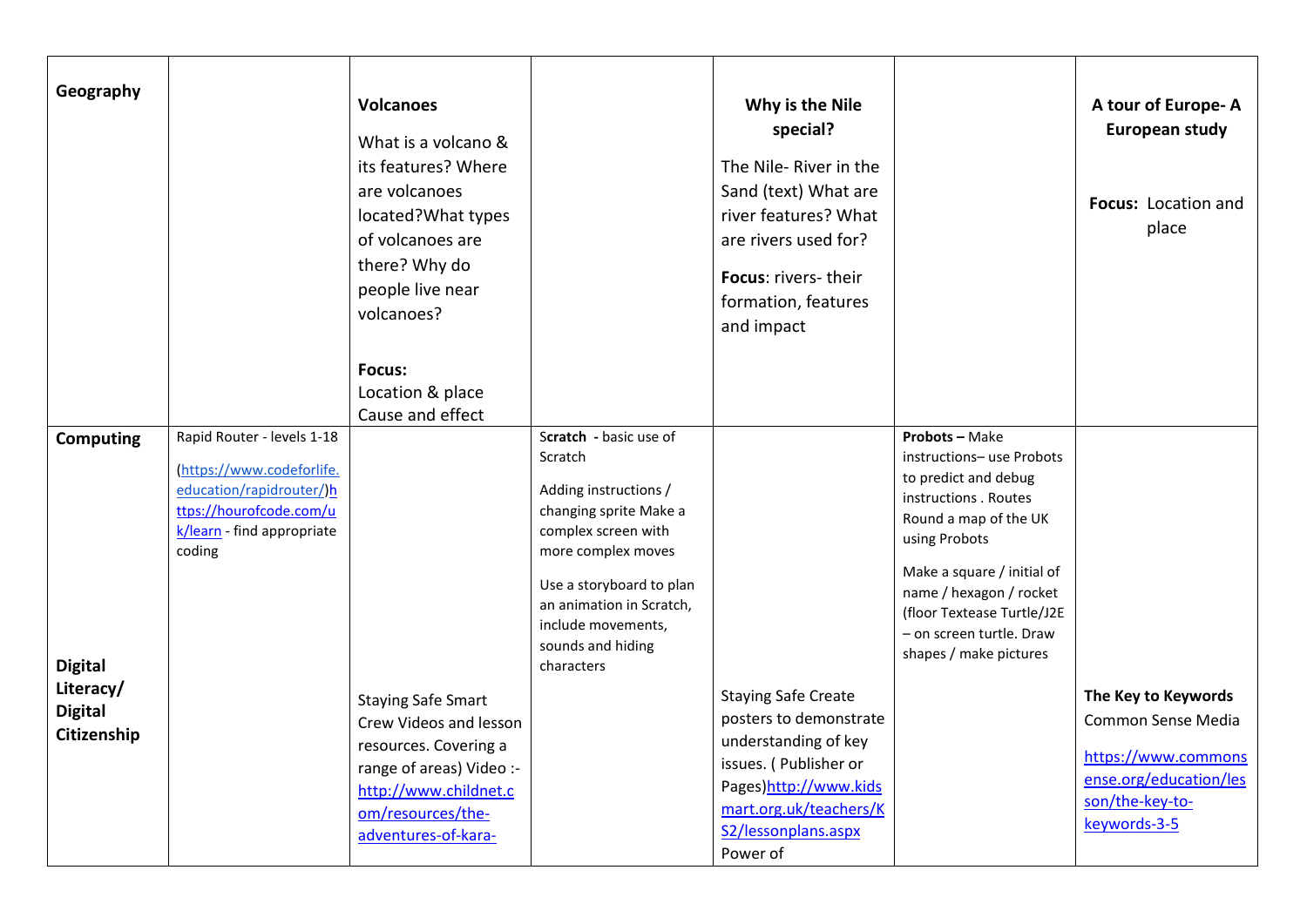| Geography | | **Volcanoes**<br>What is a volcano & its features? Where are volcanoes located?What types of volcanoes are there? Why do people live near volcanoes?<br><br>**Focus:**<br>Location & place<br>Cause and effect | | **Why is the Nile special?**<br>The Nile- River in the Sand (text) What are river features? What are rivers used for?<br>**Focus**: rivers- their formation, features and impact | | **A tour of Europe- A European study**<br><br>**Focus:** Location and place |
|---|---|---|---|---|---|---|
| **Computing**<br><br><br>**Digital Literacy/ Digital Citizenship** | Rapid Router - levels 1-18<br>(https://www.codeforlife.education/rapidrouter/)https://hourofcode.com/uk/learn - find appropriate coding | Staying Safe Smart Crew Videos and lesson resources. Covering a range of areas) Video :- http://www.childnet.com/resources/the-adventures-of-kara- | **Scratch** - basic use of Scratch<br>Adding instructions / changing sprite Make a complex screen with more complex moves<br>Use a storyboard to plan an animation in Scratch, include movements, sounds and hiding characters | Staying Safe Create posters to demonstrate understanding of key issues. ( Publisher or Pages)http://www.kidsmart.org.uk/teachers/KS2/lessonplans.aspx Power of | **Probots –** Make instructions– use Probots to predict and debug instructions . Routes Round a map of the UK using Probots<br>Make a square / initial of name / hexagon / rocket (floor Textease Turtle/J2E – on screen turtle. Draw shapes / make pictures | **The Key to Keywords**<br>Common Sense Media<br>https://www.commonsense.org/education/lesson/the-key-to-keywords-3-5 |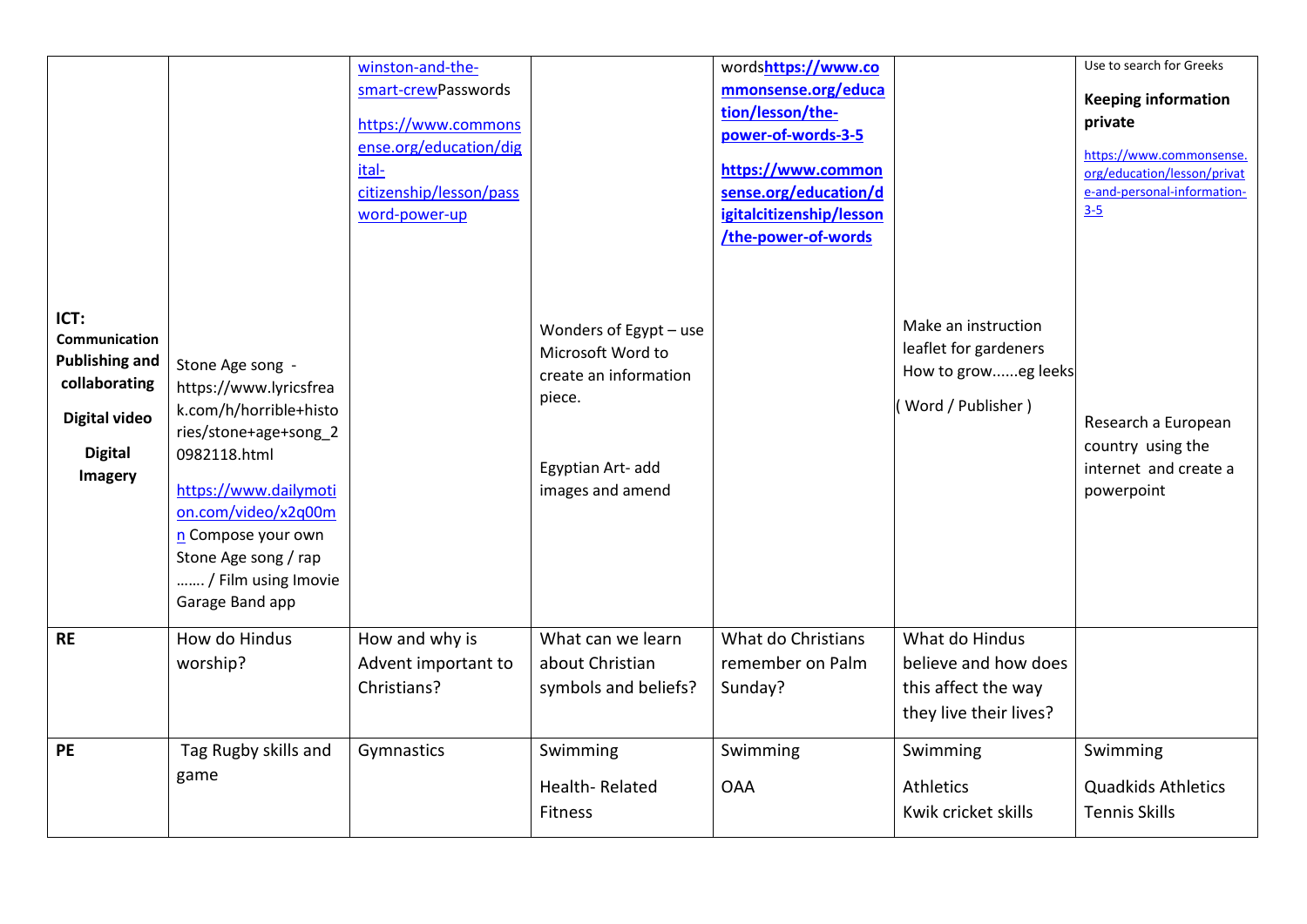|  |  |  |  |  |  |  |
|---|---|---|---|---|---|---|
| **ICT:** **Communication** **Publishing and collaborating** **Digital video** **Digital Imagery** | Stone Age song - https://www.lyricsfreak.com/h/horrible+histories/stone+age+song_20982118.html https://www.dailymotion.com/video/x2q00mn Compose your own Stone Age song / rap ……. / Film using Imovie Garage Band app | winston-and-the-smart-crewPasswords https://www.commonsense.org/education/digital-citizenship/lesson/password-power-up | Wonders of Egypt – use Microsoft Word to create an information piece. Egyptian Art- add images and amend | words**https://www.commonsense.org/education/lesson/the-power-of-words-3-5** **https://www.commonsense.org/education/digitalcitizenship/lesson/the-power-of-words** | Make an instruction leaflet for gardeners How to grow……eg leeks ( Word / Publisher ) | Use to search for Greeks **Keeping information private** https://www.commonsense.org/education/lesson/private-and-personal-information-3-5 Research a European country using the internet and create a powerpoint |
| **RE** | How do Hindus worship? | How and why is Advent important to Christians? | What can we learn about Christian symbols and beliefs? | What do Christians remember on Palm Sunday? | What do Hindus believe and how does this affect the way they live their lives? |  |
| **PE** | Tag Rugby skills and game | Gymnastics | Swimming Health- Related Fitness | Swimming OAA | Swimming Athletics Kwik cricket skills | Swimming Quadkids Athletics Tennis Skills |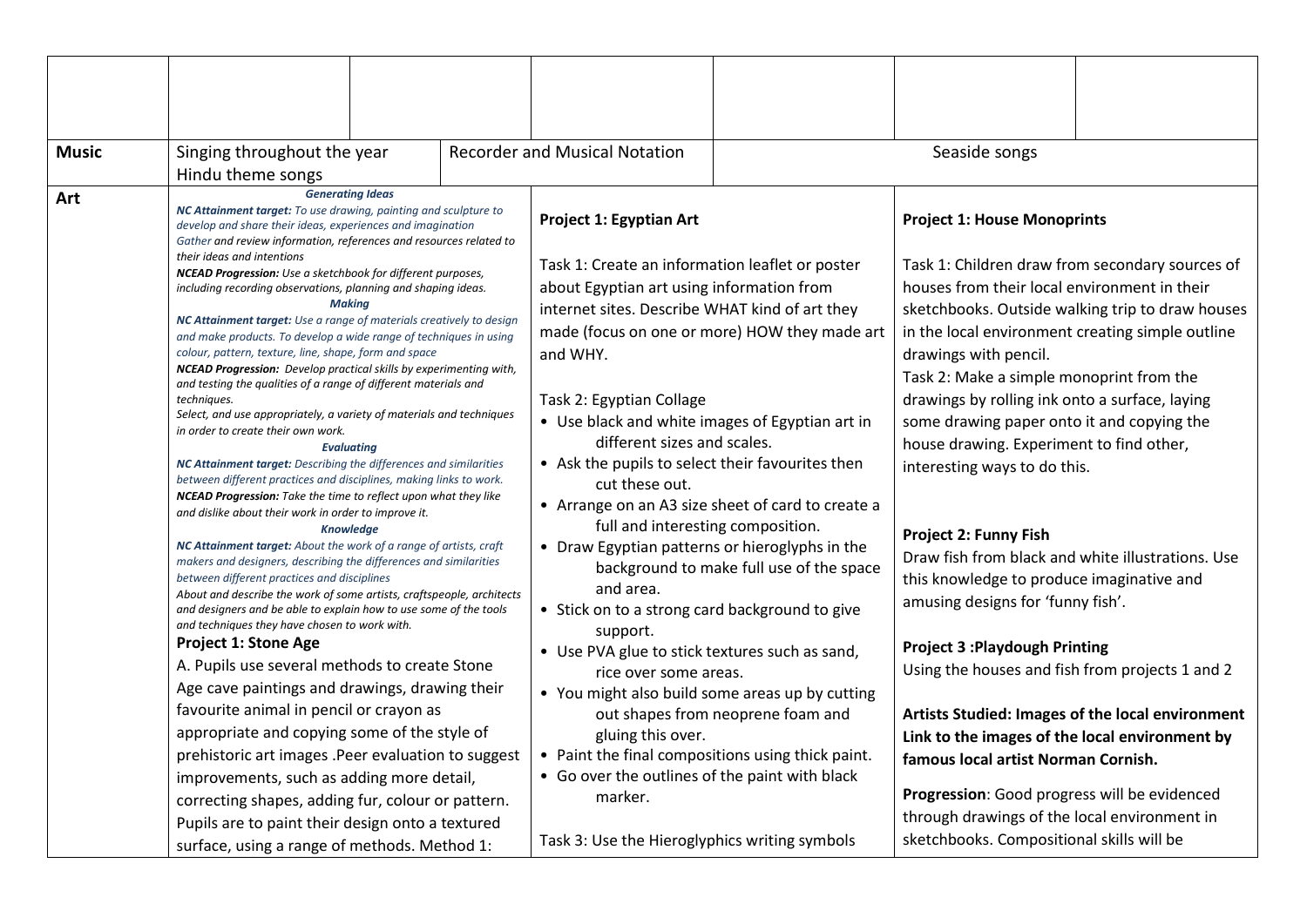| | | | | | | |
|---|---|---|---|---|---|---|
| | | | | | | |
| **Music** | Singing throughout the year<br>Hindu theme songs | | Recorder and Musical Notation | Seaside songs | | |
| **Art** | ***Generating Ideas***<br>***NC Attainment target:*** *To use drawing, painting and sculpture to develop and share their ideas, experiences and imagination*<br>*Gather and review information, references and resources related to their ideas and intentions*<br>***NCEAD Progression:*** *Use a sketchbook for different purposes, including recording observations, planning and shaping ideas.*<br>***Making***<br>***NC Attainment target:*** *Use a range of materials creatively to design and make products. To develop a wide range of techniques in using colour, pattern, texture, line, shape, form and space*<br>***NCEAD Progression:*** *Develop practical skills by experimenting with, and testing the qualities of a range of different materials and techniques.*<br>*Select, and use appropriately, a variety of materials and techniques in order to create their own work.*<br>***Evaluating***<br>***NC Attainment target:*** *Describing the differences and similarities between different practices and disciplines, making links to work.*<br>***NCEAD Progression:*** *Take the time to reflect upon what they like and dislike about their work in order to improve it.*<br>***Knowledge***<br>***NC Attainment target:*** *About the work of a range of artists, craft makers and designers, describing the differences and similarities between different practices and disciplines*<br>*About and describe the work of some artists, craftspeople, architects and designers and be able to explain how to use some of the tools and techniques they have chosen to work with.*<br>**Project 1: Stone Age**<br>A. Pupils use several methods to create Stone Age cave paintings and drawings, drawing their favourite animal in pencil or crayon as appropriate and copying some of the style of prehistoric art images .Peer evaluation to suggest improvements, such as adding more detail, correcting shapes, adding fur, colour or pattern. Pupils are to paint their design onto a textured surface, using a range of methods. Method 1: | | **Project 1: Egyptian Art**<br><br>Task 1: Create an information leaflet or poster about Egyptian art using information from internet sites. Describe WHAT kind of art they made (focus on one or more) HOW they made art and WHY.<br><br>Task 2: Egyptian Collage<br>• Use black and white images of Egyptian art in different sizes and scales.<br>• Ask the pupils to select their favourites then cut these out.<br>• Arrange on an A3 size sheet of card to create a full and interesting composition.<br>• Draw Egyptian patterns or hieroglyphs in the background to make full use of the space and area.<br>• Stick on to a strong card background to give support.<br>• Use PVA glue to stick textures such as sand, rice over some areas.<br>• You might also build some areas up by cutting out shapes from neoprene foam and gluing this over.<br>• Paint the final compositions using thick paint.<br>• Go over the outlines of the paint with black marker.<br><br>Task 3: Use the Hieroglyphics writing symbols | | **Project 1: House Monoprints**<br><br>Task 1: Children draw from secondary sources of houses from their local environment in their sketchbooks. Outside walking trip to draw houses in the local environment creating simple outline drawings with pencil.<br>Task 2: Make a simple monoprint from the drawings by rolling ink onto a surface, laying some drawing paper onto it and copying the house drawing. Experiment to find other, interesting ways to do this.<br><br>**Project 2: Funny Fish**<br>Draw fish from black and white illustrations. Use this knowledge to produce imaginative and amusing designs for 'funny fish'.<br><br>**Project 3 :Playdough Printing**<br>Using the houses and fish from projects 1 and 2<br><br>**Artists Studied: Images of the local environment Link to the images of the local environment by famous local artist Norman Cornish.**<br><br>**Progression**: Good progress will be evidenced through drawings of the local environment in sketchbooks. Compositional skills will be | |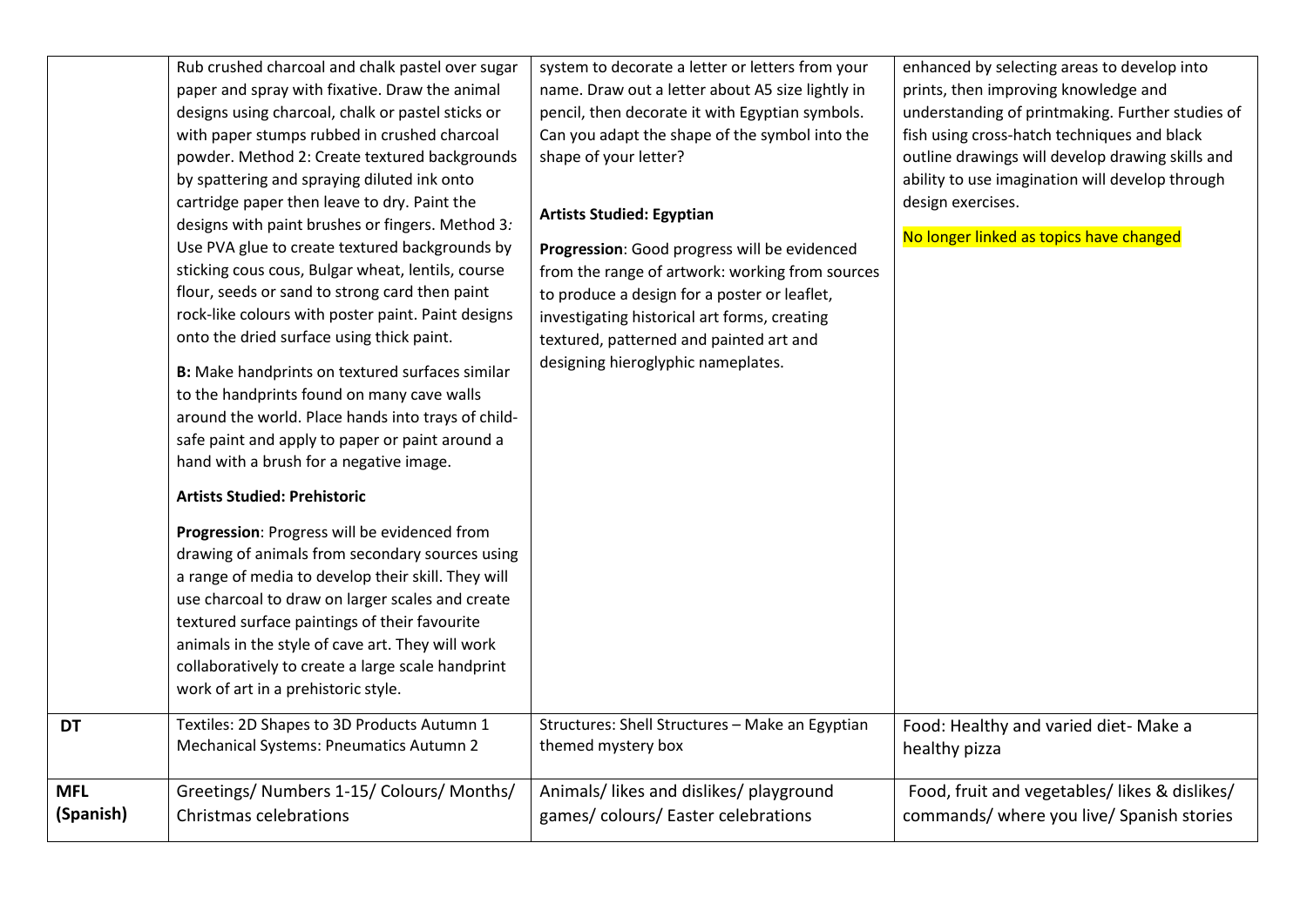| | | | |
|---|---|---|---|
| | Rub crushed charcoal and chalk pastel over sugar paper and spray with fixative. Draw the animal designs using charcoal, chalk or pastel sticks or with paper stumps rubbed in crushed charcoal powder. Method 2: Create textured backgrounds by spattering and spraying diluted ink onto cartridge paper then leave to dry. Paint the designs with paint brushes or fingers. Method 3*:* Use PVA glue to create textured backgrounds by sticking cous cous, Bulgar wheat, lentils, course flour, seeds or sand to strong card then paint rock-like colours with poster paint. Paint designs onto the dried surface using thick paint.<br><br>**B:** Make handprints on textured surfaces similar to the handprints found on many cave walls around the world. Place hands into trays of child-safe paint and apply to paper or paint around a hand with a brush for a negative image.<br><br>**Artists Studied: Prehistoric**<br><br>**Progression**: Progress will be evidenced from drawing of animals from secondary sources using a range of media to develop their skill. They will use charcoal to draw on larger scales and create textured surface paintings of their favourite animals in the style of cave art. They will work collaboratively to create a large scale handprint work of art in a prehistoric style. | system to decorate a letter or letters from your name. Draw out a letter about A5 size lightly in pencil, then decorate it with Egyptian symbols. Can you adapt the shape of the symbol into the shape of your letter?<br><br>**Artists Studied: Egyptian**<br><br>**Progression**: Good progress will be evidenced from the range of artwork: working from sources to produce a design for a poster or leaflet, investigating historical art forms, creating textured, patterned and painted art and designing hieroglyphic nameplates. | enhanced by selecting areas to develop into prints, then improving knowledge and understanding of printmaking. Further studies of fish using cross-hatch techniques and black outline drawings will develop drawing skills and ability to use imagination will develop through design exercises.<br><br>No longer linked as topics have changed |
| **DT** | Textiles: 2D Shapes to 3D Products Autumn 1<br>Mechanical Systems: Pneumatics Autumn 2 | Structures: Shell Structures – Make an Egyptian themed mystery box | Food: Healthy and varied diet- Make a healthy pizza |
| **MFL (Spanish)** | Greetings/ Numbers 1-15/ Colours/ Months/ Christmas celebrations | Animals/ likes and dislikes/ playground games/ colours/ Easter celebrations | Food, fruit and vegetables/ likes & dislikes/ commands/ where you live/ Spanish stories |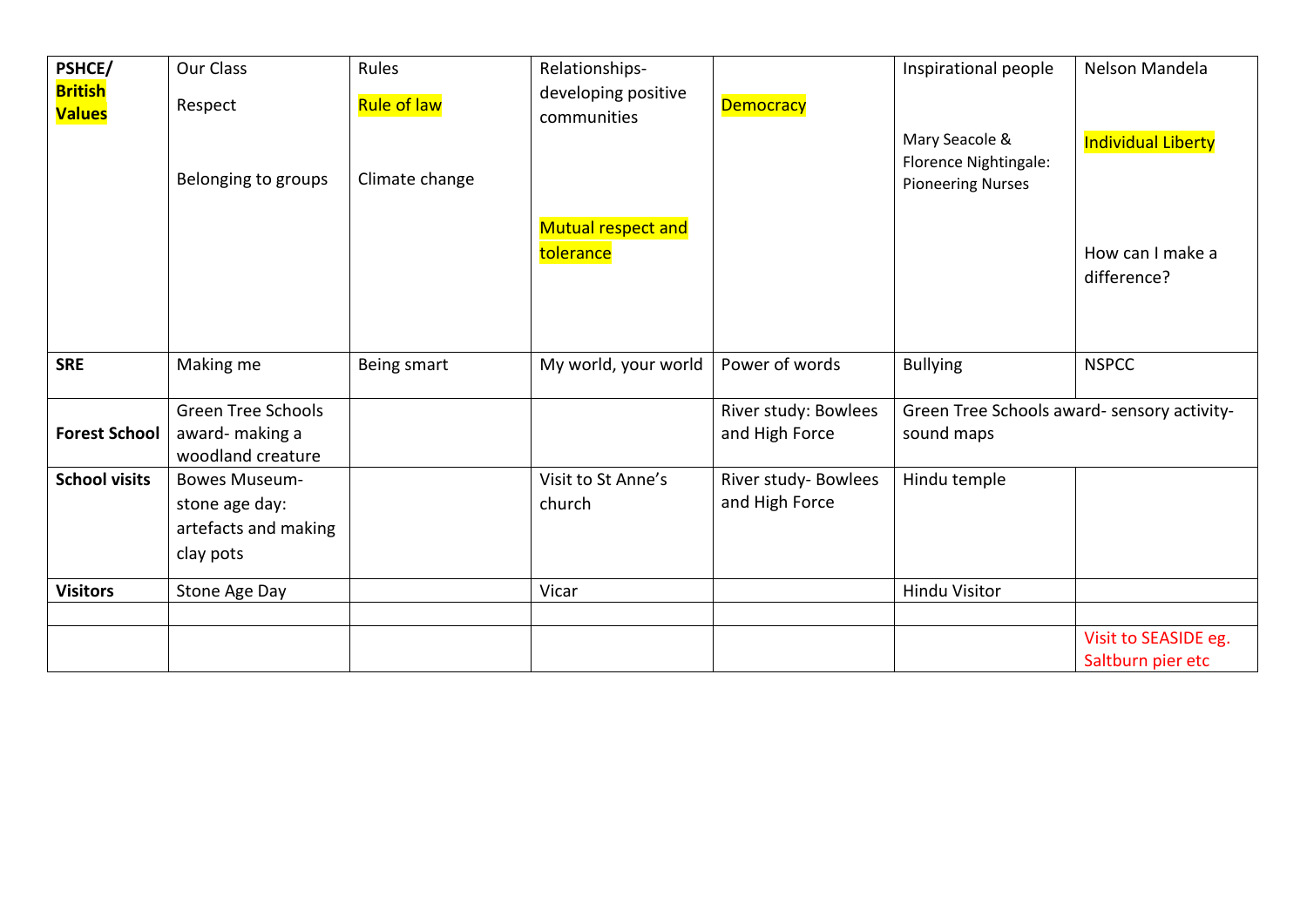| | | | | | | |
|---|---|---|---|---|---|---|
| **PSHCE/ British Values** | Our Class<br><br>Respect<br><br>Belonging to groups | Rules<br><br>Rule of law<br><br>Climate change | Relationships- developing positive communities<br><br>Mutual respect and tolerance | Democracy | Inspirational people<br><br>Mary Seacole & Florence Nightingale: Pioneering Nurses | Nelson Mandela<br><br>Individual Liberty<br><br>How can I make a difference? |
| **SRE** | Making me | Being smart | My world, your world | Power of words | Bullying | NSPCC |
| **Forest School** | Green Tree Schools award- making a woodland creature | | | River study: Bowlees and High Force | Green Tree Schools award- sensory activity- sound maps | |
| **School visits** | Bowes Museum- stone age day: artefacts and making clay pots | | Visit to St Anne's church | River study- Bowlees and High Force | Hindu temple | |
| **Visitors** | Stone Age Day | | Vicar | | Hindu Visitor | |
| | | | | | | |
| | | | | | | Visit to SEASIDE eg. Saltburn pier etc |